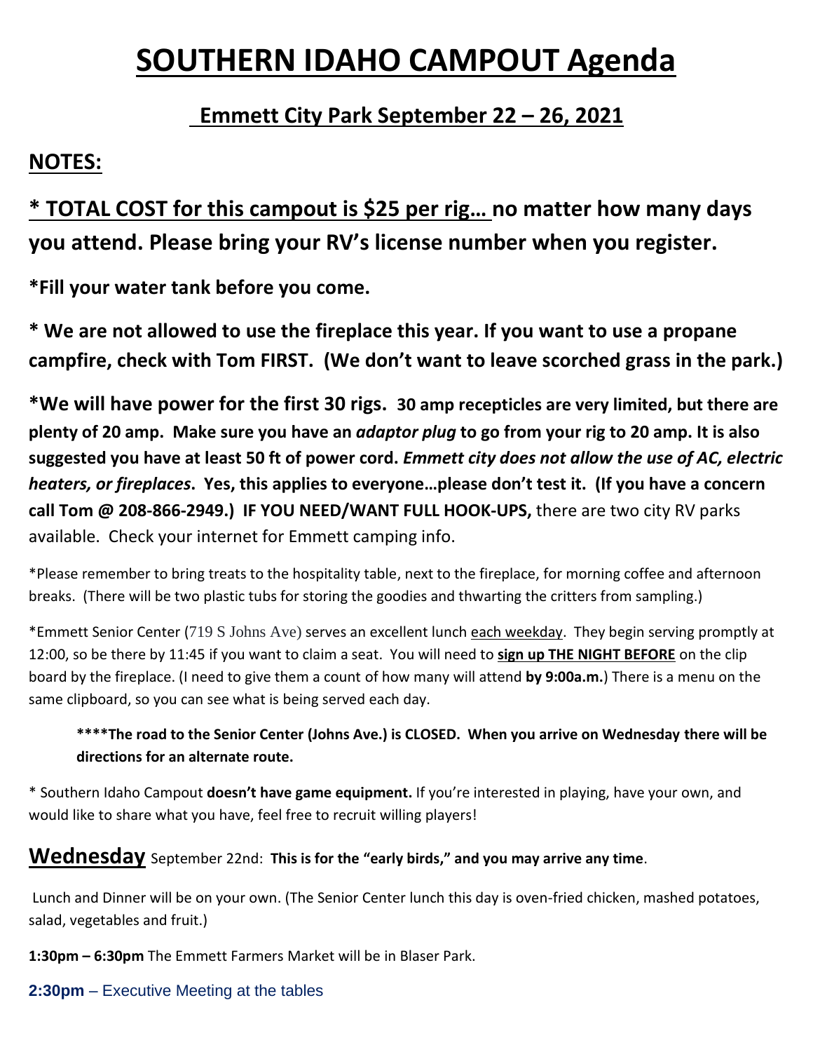# SOUTHERN IDAHO CAMPOUT Agenda

## Emmett City Park September 22 – 26, 2021

## NOTES:

**\* TOTAL COST for this campout is $25 per rig… no matter how many days you attend. Please bring your RV's license number when you register.**

**\*Fill your water tank before you come.**

**\* We are not allowed to use the fireplace this year. If you want to use a propane campfire, check with Tom FIRST. (We don't want to leave scorched grass in the park.)**

**\*We will have power for the first 30 rigs. 30 amp recepticles are very limited, but there are plenty of 20 amp. Make sure you have an *adaptor plug* to go from your rig to 20 amp. It is also suggested you have at least 50 ft of power cord. *Emmett city does not allow the use of AC, electric heaters, or fireplaces*. Yes, this applies to everyone…please don't test it. (If you have a concern call Tom @ 208-866-2949.) IF YOU NEED/WANT FULL HOOK-UPS,** there are two city RV parks available. Check your internet for Emmett camping info.

\*Please remember to bring treats to the hospitality table, next to the fireplace, for morning coffee and afternoon breaks. (There will be two plastic tubs for storing the goodies and thwarting the critters from sampling.)

\*Emmett Senior Center (719 S Johns Ave) serves an excellent lunch each weekday. They begin serving promptly at 12:00, so be there by 11:45 if you want to claim a seat. You will need to **sign up THE NIGHT BEFORE** on the clip board by the fireplace. (I need to give them a count of how many will attend **by 9:00a.m.**) There is a menu on the same clipboard, so you can see what is being served each day.

> **\*\*\*\*The road to the Senior Center (Johns Ave.) is CLOSED. When you arrive on Wednesday there will be directions for an alternate route.**

\* Southern Idaho Campout **doesn't have game equipment.** If you're interested in playing, have your own, and would like to share what you have, feel free to recruit willing players!

## Wednesday September 22nd: **This is for the "early birds," and you may arrive any time**.

Lunch and Dinner will be on your own. (The Senior Center lunch this day is oven-fried chicken, mashed potatoes, salad, vegetables and fruit.)

**1:30pm – 6:30pm** The Emmett Farmers Market will be in Blaser Park.

**2:30pm** – Executive Meeting at the tables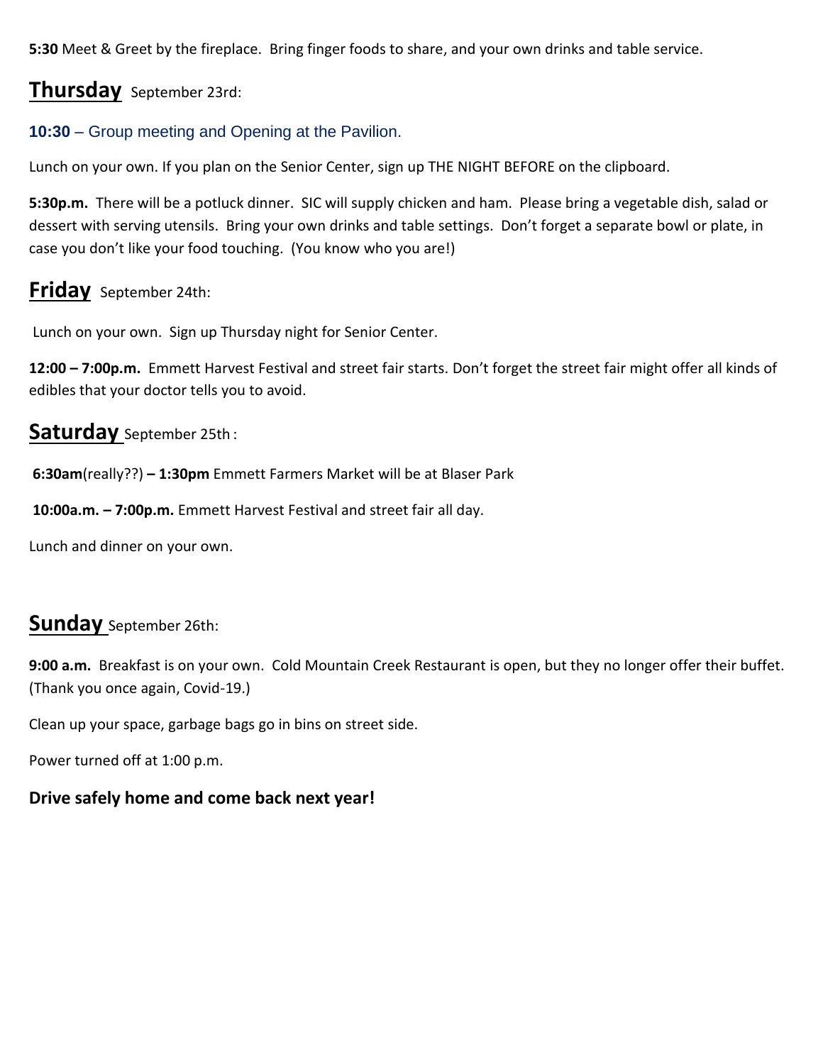**5:30** Meet & Greet by the fireplace. Bring finger foods to share, and your own drinks and table service.

## Thursday September 23rd:

**10:30** – Group meeting and Opening at the Pavilion.

Lunch on your own. If you plan on the Senior Center, sign up THE NIGHT BEFORE on the clipboard.

**5:30p.m.** There will be a potluck dinner. SIC will supply chicken and ham. Please bring a vegetable dish, salad or dessert with serving utensils. Bring your own drinks and table settings. Don't forget a separate bowl or plate, in case you don't like your food touching. (You know who you are!)

## Friday September 24th:

Lunch on your own. Sign up Thursday night for Senior Center.

**12:00 – 7:00p.m.** Emmett Harvest Festival and street fair starts. Don't forget the street fair might offer all kinds of edibles that your doctor tells you to avoid.

## Saturday September 25th:

**6:30am**(really??) **– 1:30pm** Emmett Farmers Market will be at Blaser Park

**10:00a.m. – 7:00p.m.** Emmett Harvest Festival and street fair all day.

Lunch and dinner on your own.

## Sunday September 26th:

**9:00 a.m.** Breakfast is on your own. Cold Mountain Creek Restaurant is open, but they no longer offer their buffet. (Thank you once again, Covid-19.)

Clean up your space, garbage bags go in bins on street side.

Power turned off at 1:00 p.m.

**Drive safely home and come back next year!**